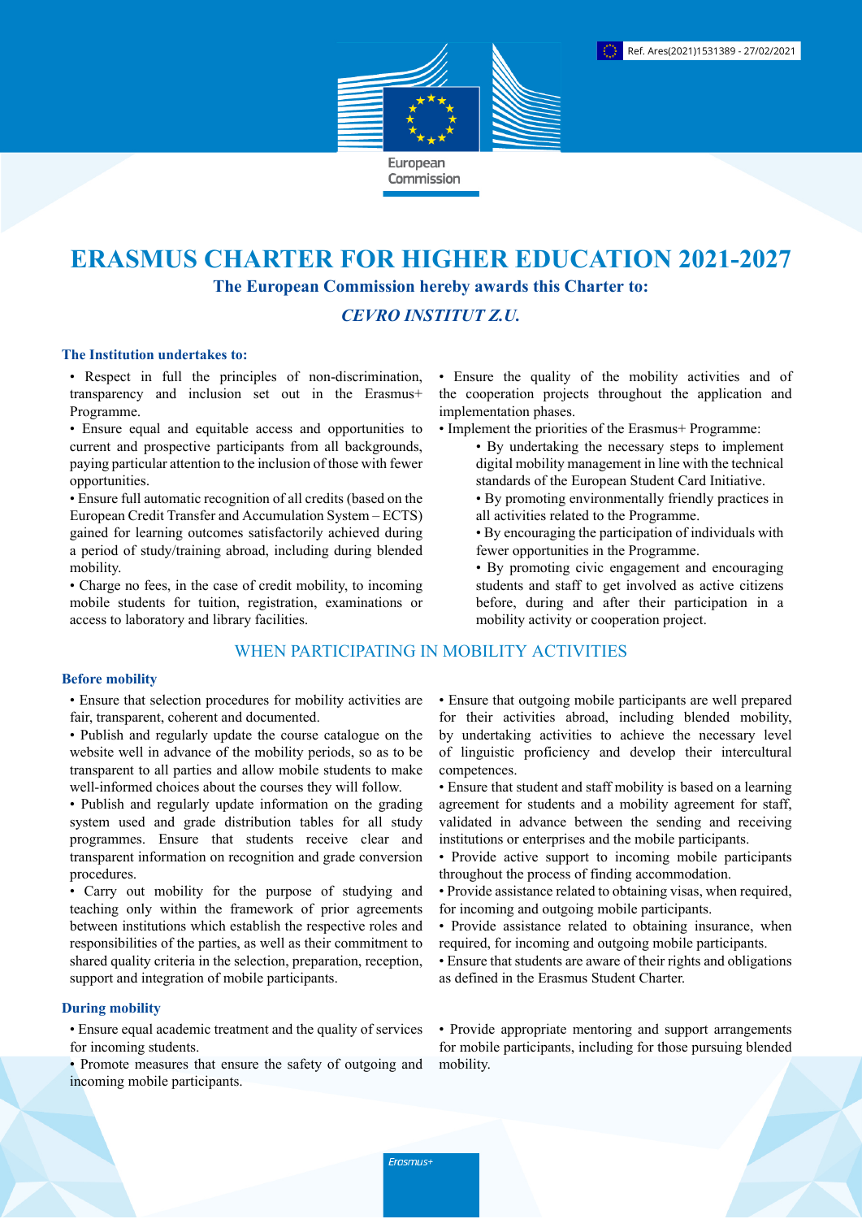Ref. Ares(2021)1531389 - 27/02/2021

European Commission

# ERASMUS CHARTER FOR HIGHER EDUCATION 2021-2027

**The European Commission hereby awards this Charter to:**

***CEVRO INSTITUT Z.U.***

**The Institution undertakes to:**

- Respect in full the principles of non-discrimination, transparency and inclusion set out in the Erasmus+ Programme.
- Ensure equal and equitable access and opportunities to current and prospective participants from all backgrounds, paying particular attention to the inclusion of those with fewer opportunities.
- Ensure full automatic recognition of all credits (based on the European Credit Transfer and Accumulation System – ECTS) gained for learning outcomes satisfactorily achieved during a period of study/training abroad, including during blended mobility.
- Charge no fees, in the case of credit mobility, to incoming mobile students for tuition, registration, examinations or access to laboratory and library facilities.
- Ensure the quality of the mobility activities and of the cooperation projects throughout the application and implementation phases.
- Implement the priorities of the Erasmus+ Programme:
  - By undertaking the necessary steps to implement digital mobility management in line with the technical standards of the European Student Card Initiative.
  - By promoting environmentally friendly practices in all activities related to the Programme.
  - By encouraging the participation of individuals with fewer opportunities in the Programme.
  - By promoting civic engagement and encouraging students and staff to get involved as active citizens before, during and after their participation in a mobility activity or cooperation project.

## WHEN PARTICIPATING IN MOBILITY ACTIVITIES

**Before mobility**

- Ensure that selection procedures for mobility activities are fair, transparent, coherent and documented.
- Publish and regularly update the course catalogue on the website well in advance of the mobility periods, so as to be transparent to all parties and allow mobile students to make well-informed choices about the courses they will follow.
- Publish and regularly update information on the grading system used and grade distribution tables for all study programmes. Ensure that students receive clear and transparent information on recognition and grade conversion procedures.
- Carry out mobility for the purpose of studying and teaching only within the framework of prior agreements between institutions which establish the respective roles and responsibilities of the parties, as well as their commitment to shared quality criteria in the selection, preparation, reception, support and integration of mobile participants.
- Ensure that outgoing mobile participants are well prepared for their activities abroad, including blended mobility, by undertaking activities to achieve the necessary level of linguistic proficiency and develop their intercultural competences.
- Ensure that student and staff mobility is based on a learning agreement for students and a mobility agreement for staff, validated in advance between the sending and receiving institutions or enterprises and the mobile participants.
- Provide active support to incoming mobile participants throughout the process of finding accommodation.
- Provide assistance related to obtaining visas, when required, for incoming and outgoing mobile participants.
- Provide assistance related to obtaining insurance, when required, for incoming and outgoing mobile participants.
- Ensure that students are aware of their rights and obligations as defined in the Erasmus Student Charter.

**During mobility**

- Ensure equal academic treatment and the quality of services for incoming students.
- Promote measures that ensure the safety of outgoing and incoming mobile participants.
- Provide appropriate mentoring and support arrangements for mobile participants, including for those pursuing blended mobility.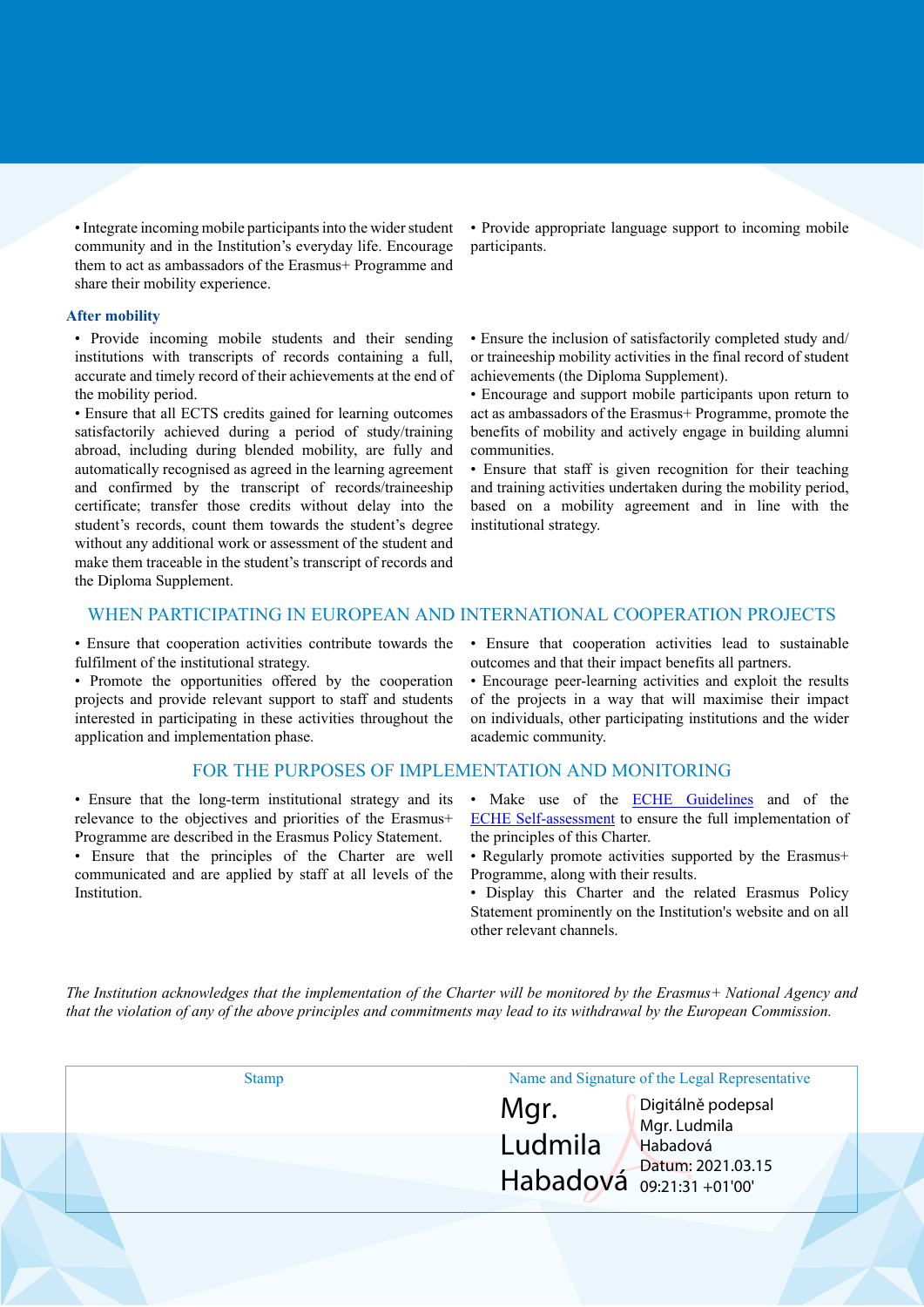- Integrate incoming mobile participants into the wider student community and in the Institution's everyday life. Encourage them to act as ambassadors of the Erasmus+ Programme and share their mobility experience.
- Provide appropriate language support to incoming mobile participants.

### After mobility

- Provide incoming mobile students and their sending institutions with transcripts of records containing a full, accurate and timely record of their achievements at the end of the mobility period.
- Ensure that all ECTS credits gained for learning outcomes satisfactorily achieved during a period of study/training abroad, including during blended mobility, are fully and automatically recognised as agreed in the learning agreement and confirmed by the transcript of records/traineeship certificate; transfer those credits without delay into the student's records, count them towards the student's degree without any additional work or assessment of the student and make them traceable in the student's transcript of records and the Diploma Supplement.
- Ensure the inclusion of satisfactorily completed study and/or traineeship mobility activities in the final record of student achievements (the Diploma Supplement).
- Encourage and support mobile participants upon return to act as ambassadors of the Erasmus+ Programme, promote the benefits of mobility and actively engage in building alumni communities.
- Ensure that staff is given recognition for their teaching and training activities undertaken during the mobility period, based on a mobility agreement and in line with the institutional strategy.

## WHEN PARTICIPATING IN EUROPEAN AND INTERNATIONAL COOPERATION PROJECTS

- Ensure that cooperation activities contribute towards the fulfilment of the institutional strategy.
- Promote the opportunities offered by the cooperation projects and provide relevant support to staff and students interested in participating in these activities throughout the application and implementation phase.
- Ensure that cooperation activities lead to sustainable outcomes and that their impact benefits all partners.
- Encourage peer-learning activities and exploit the results of the projects in a way that will maximise their impact on individuals, other participating institutions and the wider academic community.

## FOR THE PURPOSES OF IMPLEMENTATION AND MONITORING

- Ensure that the long-term institutional strategy and its relevance to the objectives and priorities of the Erasmus+ Programme are described in the Erasmus Policy Statement.
- Ensure that the principles of the Charter are well communicated and are applied by staff at all levels of the Institution.
- Make use of the ECHE Guidelines and of the ECHE Self-assessment to ensure the full implementation of the principles of this Charter.
- Regularly promote activities supported by the Erasmus+ Programme, along with their results.
- Display this Charter and the related Erasmus Policy Statement prominently on the Institution's website and on all other relevant channels.

*The Institution acknowledges that the implementation of the Charter will be monitored by the Erasmus+ National Agency and that the violation of any of the above principles and commitments may lead to its withdrawal by the European Commission.*

| Stamp | Name and Signature of the Legal Representative |
| --- | --- |
| | Mgr. Ludmila Habadová<br>Digitálně podepsal Mgr. Ludmila Habadová<br>Datum: 2021.03.15 09:21:31 +01'00' |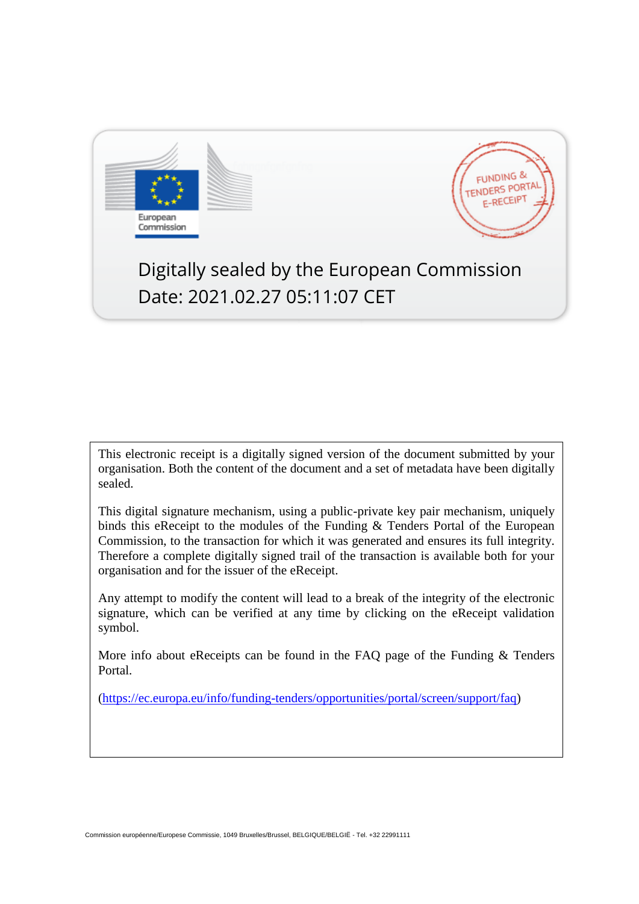Digitally sealed by the European Commission
Date: 2021.02.27 05:11:07 CET

This electronic receipt is a digitally signed version of the document submitted by your organisation. Both the content of the document and a set of metadata have been digitally sealed.

This digital signature mechanism, using a public-private key pair mechanism, uniquely binds this eReceipt to the modules of the Funding & Tenders Portal of the European Commission, to the transaction for which it was generated and ensures its full integrity. Therefore a complete digitally signed trail of the transaction is available both for your organisation and for the issuer of the eReceipt.

Any attempt to modify the content will lead to a break of the integrity of the electronic signature, which can be verified at any time by clicking on the eReceipt validation symbol.

More info about eReceipts can be found in the FAQ page of the Funding & Tenders Portal.

(https://ec.europa.eu/info/funding-tenders/opportunities/portal/screen/support/faq)

Commission européenne/Europese Commissie, 1049 Bruxelles/Brussel, BELGIQUE/BELGIË - Tel. +32 22991111